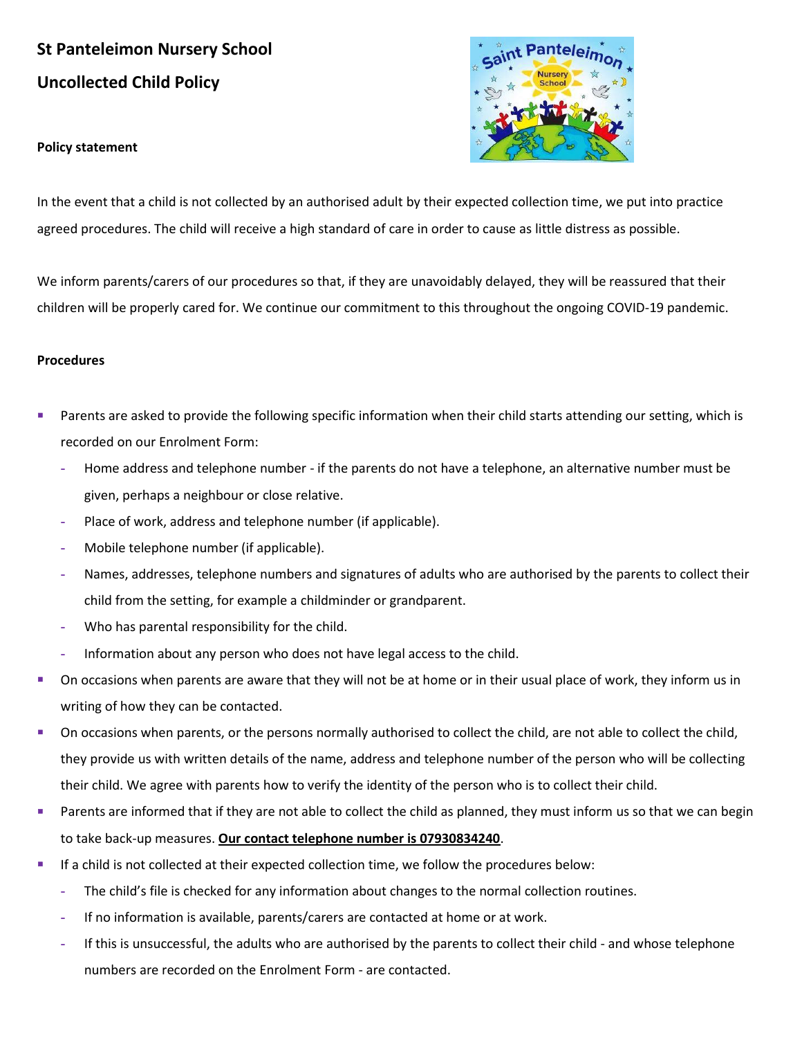# St Panteleimon Nursery School

## Uncollected Child Policy

**Policy statement**

In the event that a child is not collected by an authorised adult by their expected collection time, we put into practice agreed procedures. The child will receive a high standard of care in order to cause as little distress as possible.

We inform parents/carers of our procedures so that, if they are unavoidably delayed, they will be reassured that their children will be properly cared for. We continue our commitment to this throughout the ongoing COVID-19 pandemic.

**Procedures**

- Parents are asked to provide the following specific information when their child starts attending our setting, which is recorded on our Enrolment Form:
  - Home address and telephone number - if the parents do not have a telephone, an alternative number must be given, perhaps a neighbour or close relative.
  - Place of work, address and telephone number (if applicable).
  - Mobile telephone number (if applicable).
  - Names, addresses, telephone numbers and signatures of adults who are authorised by the parents to collect their child from the setting, for example a childminder or grandparent.
  - Who has parental responsibility for the child.
  - Information about any person who does not have legal access to the child.
- On occasions when parents are aware that they will not be at home or in their usual place of work, they inform us in writing of how they can be contacted.
- On occasions when parents, or the persons normally authorised to collect the child, are not able to collect the child, they provide us with written details of the name, address and telephone number of the person who will be collecting their child. We agree with parents how to verify the identity of the person who is to collect their child.
- Parents are informed that if they are not able to collect the child as planned, they must inform us so that we can begin to take back-up measures. **Our contact telephone number is 07930834240**.
- If a child is not collected at their expected collection time, we follow the procedures below:
  - The child's file is checked for any information about changes to the normal collection routines.
  - If no information is available, parents/carers are contacted at home or at work.
  - If this is unsuccessful, the adults who are authorised by the parents to collect their child - and whose telephone numbers are recorded on the Enrolment Form - are contacted.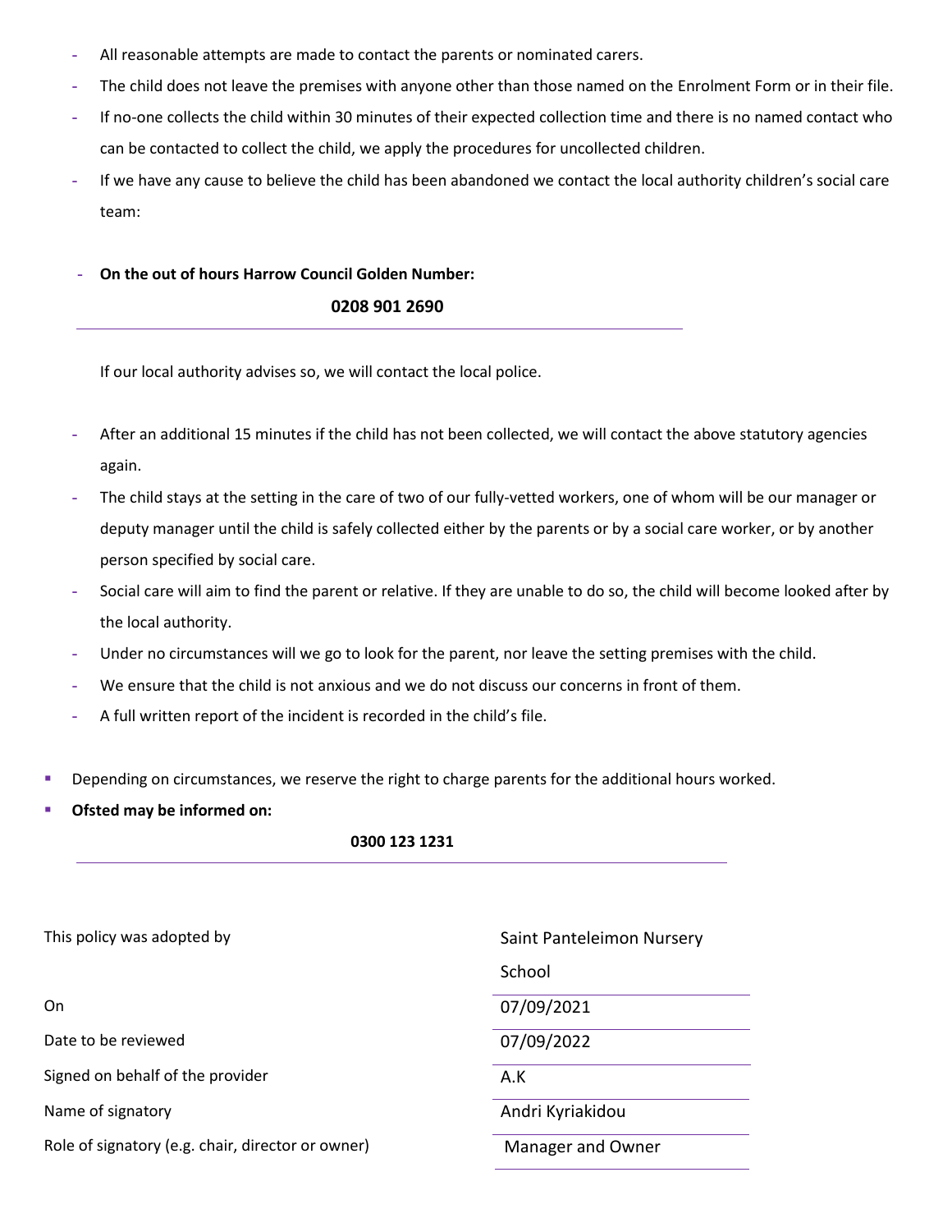- All reasonable attempts are made to contact the parents or nominated carers.
- The child does not leave the premises with anyone other than those named on the Enrolment Form or in their file.
- If no-one collects the child within 30 minutes of their expected collection time and there is no named contact who can be contacted to collect the child, we apply the procedures for uncollected children.
- If we have any cause to believe the child has been abandoned we contact the local authority children's social care team:

- **On the out of hours Harrow Council Golden Number:**

  **0208 901 2690**

  If our local authority advises so, we will contact the local police.

- After an additional 15 minutes if the child has not been collected, we will contact the above statutory agencies again.
- The child stays at the setting in the care of two of our fully-vetted workers, one of whom will be our manager or deputy manager until the child is safely collected either by the parents or by a social care worker, or by another person specified by social care.
- Social care will aim to find the parent or relative. If they are unable to do so, the child will become looked after by the local authority.
- Under no circumstances will we go to look for the parent, nor leave the setting premises with the child.
- We ensure that the child is not anxious and we do not discuss our concerns in front of them.
- A full written report of the incident is recorded in the child's file.

- Depending on circumstances, we reserve the right to charge parents for the additional hours worked.
- **Ofsted may be informed on:**

  **0300 123 1231**

| | |
|---|---|
| This policy was adopted by | Saint Panteleimon Nursery School |
| On | 07/09/2021 |
| Date to be reviewed | 07/09/2022 |
| Signed on behalf of the provider | A.K |
| Name of signatory | Andri Kyriakidou |
| Role of signatory (e.g. chair, director or owner) | Manager and Owner |